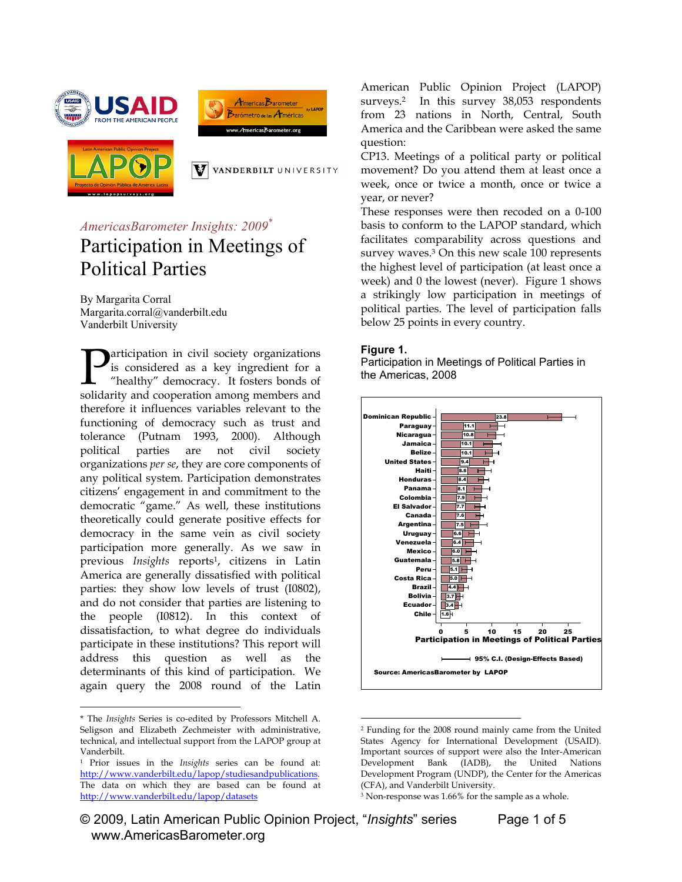*AmericasBarometer Insights: 2009*[*]

# Participation in Meetings of Political Parties

By Margarita Corral
Margarita.corral@vanderbilt.edu
Vanderbilt University

Participation in civil society organizations is considered as a key ingredient for a "healthy" democracy. It fosters bonds of solidarity and cooperation among members and therefore it influences variables relevant to the functioning of democracy such as trust and tolerance (Putnam 1993, 2000). Although political parties are not civil society organizations *per se*, they are core components of any political system. Participation demonstrates citizens' engagement in and commitment to the democratic "game." As well, these institutions theoretically could generate positive effects for democracy in the same vein as civil society participation more generally. As we saw in previous *Insights* reports[1], citizens in Latin America are generally dissatisfied with political parties: they show low levels of trust (I0802), and do not consider that parties are listening to the people (I0812). In this context of dissatisfaction, to what degree do individuals participate in these institutions? This report will address this question as well as the determinants of this kind of participation. We again query the 2008 round of the Latin American Public Opinion Project (LAPOP) surveys.[2] In this survey 38,053 respondents from 23 nations in North, Central, South America and the Caribbean were asked the same question:

CP13. Meetings of a political party or political movement? Do you attend them at least once a week, once or twice a month, once or twice a year, or never?

These responses were then recoded on a 0-100 basis to conform to the LAPOP standard, which facilitates comparability across questions and survey waves.[3] On this new scale 100 represents the highest level of participation (at least once a week) and 0 the lowest (never). Figure 1 shows a strikingly low participation in meetings of political parties. The level of participation falls below 25 points in every country.

**Figure 1.**
Participation in Meetings of Political Parties in the Americas, 2008

| Country | Participation in Meetings of Political Parties |
|---|---|
| Dominican Republic | 23.8 |
| Paraguay | 11.1 |
| Nicaragua | 10.8 |
| Jamaica | 10.1 |
| Belize | 10.1 |
| United States | 9.4 |
| Haiti | 8.6 |
| Honduras | 8.4 |
| Panama | 8.1 |
| Colombia | 7.9 |
| El Salvador | 7.7 |
| Canada | 7.6 |
| Argentina | 7.5 |
| Uruguay | 6.6 |
| Venezuela | 6.4 |
| Mexico | 6.0 |
| Guatemala | 5.8 |
| Peru | 5.1 |
| Costa Rica | 5.0 |
| Brazil | 4.4 |
| Bolivia | 3.7 |
| Ecuador | 3.4 |
| Chile | 1.6 |

95% C.I. (Design-Effects Based)

Source: AmericasBarometer by LAPOP

---

[*] The *Insights* Series is co-edited by Professors Mitchell A. Seligson and Elizabeth Zechmeister with administrative, technical, and intellectual support from the LAPOP group at Vanderbilt.

[1] Prior issues in the *Insights* series can be found at: http://www.vanderbilt.edu/lapop/studiesandpublications. The data on which they are based can be found at http://www.vanderbilt.edu/lapop/datasets

[2] Funding for the 2008 round mainly came from the United States Agency for International Development (USAID). Important sources of support were also the Inter-American Development Bank (IADB), the United Nations Development Program (UNDP), the Center for the Americas (CFA), and Vanderbilt University.

[3] Non-response was 1.66% for the sample as a whole.

© 2009, Latin American Public Opinion Project, "*Insights*" series
www.AmericasBarometer.org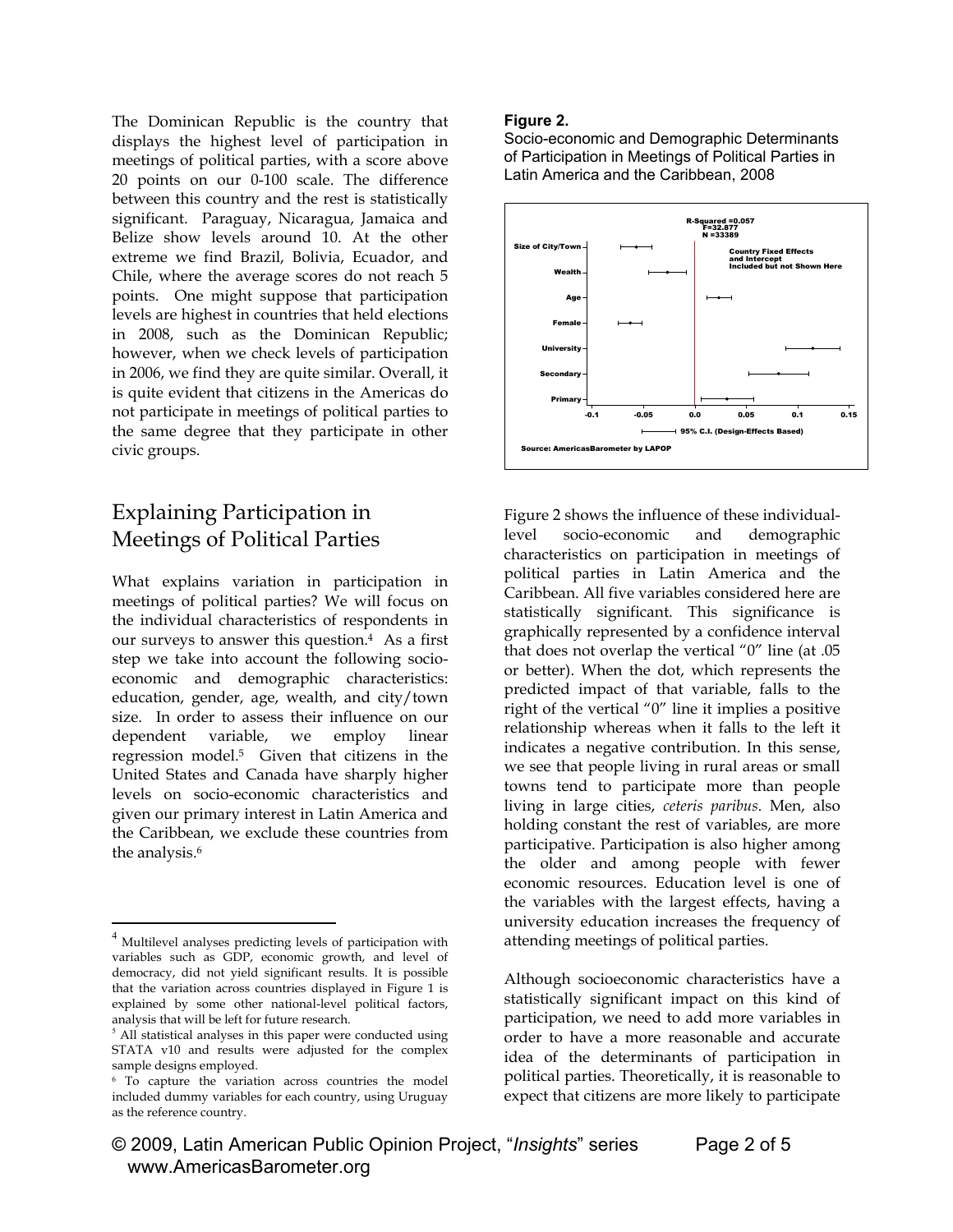The Dominican Republic is the country that displays the highest level of participation in meetings of political parties, with a score above 20 points on our 0-100 scale. The difference between this country and the rest is statistically significant. Paraguay, Nicaragua, Jamaica and Belize show levels around 10. At the other extreme we find Brazil, Bolivia, Ecuador, and Chile, where the average scores do not reach 5 points. One might suppose that participation levels are highest in countries that held elections in 2008, such as the Dominican Republic; however, when we check levels of participation in 2006, we find they are quite similar. Overall, it is quite evident that citizens in the Americas do not participate in meetings of political parties to the same degree that they participate in other civic groups.

## Explaining Participation in Meetings of Political Parties

What explains variation in participation in meetings of political parties? We will focus on the individual characteristics of respondents in our surveys to answer this question.[4] As a first step we take into account the following socio-economic and demographic characteristics: education, gender, age, wealth, and city/town size. In order to assess their influence on our dependent variable, we employ linear regression model.[5] Given that citizens in the United States and Canada have sharply higher levels on socio-economic characteristics and given our primary interest in Latin America and the Caribbean, we exclude these countries from the analysis.[6]

**Figure 2.**
Socio-economic and Demographic Determinants of Participation in Meetings of Political Parties in Latin America and the Caribbean, 2008

Figure 2 shows the influence of these individual-level socio-economic and demographic characteristics on participation in meetings of political parties in Latin America and the Caribbean. All five variables considered here are statistically significant. This significance is graphically represented by a confidence interval that does not overlap the vertical "0" line (at .05 or better). When the dot, which represents the predicted impact of that variable, falls to the right of the vertical "0" line it implies a positive relationship whereas when it falls to the left it indicates a negative contribution. In this sense, we see that people living in rural areas or small towns tend to participate more than people living in large cities, *ceteris paribus*. Men, also holding constant the rest of variables, are more participative. Participation is also higher among the older and among people with fewer economic resources. Education level is one of the variables with the largest effects, having a university education increases the frequency of attending meetings of political parties.

Although socioeconomic characteristics have a statistically significant impact on this kind of participation, we need to add more variables in order to have a more reasonable and accurate idea of the determinants of participation in political parties. Theoretically, it is reasonable to expect that citizens are more likely to participate

---

[4] Multilevel analyses predicting levels of participation with variables such as GDP, economic growth, and level of democracy, did not yield significant results. It is possible that the variation across countries displayed in Figure 1 is explained by some other national-level political factors, analysis that will be left for future research.

[5] All statistical analyses in this paper were conducted using STATA v10 and results were adjusted for the complex sample designs employed.

[6] To capture the variation across countries the model included dummy variables for each country, using Uruguay as the reference country.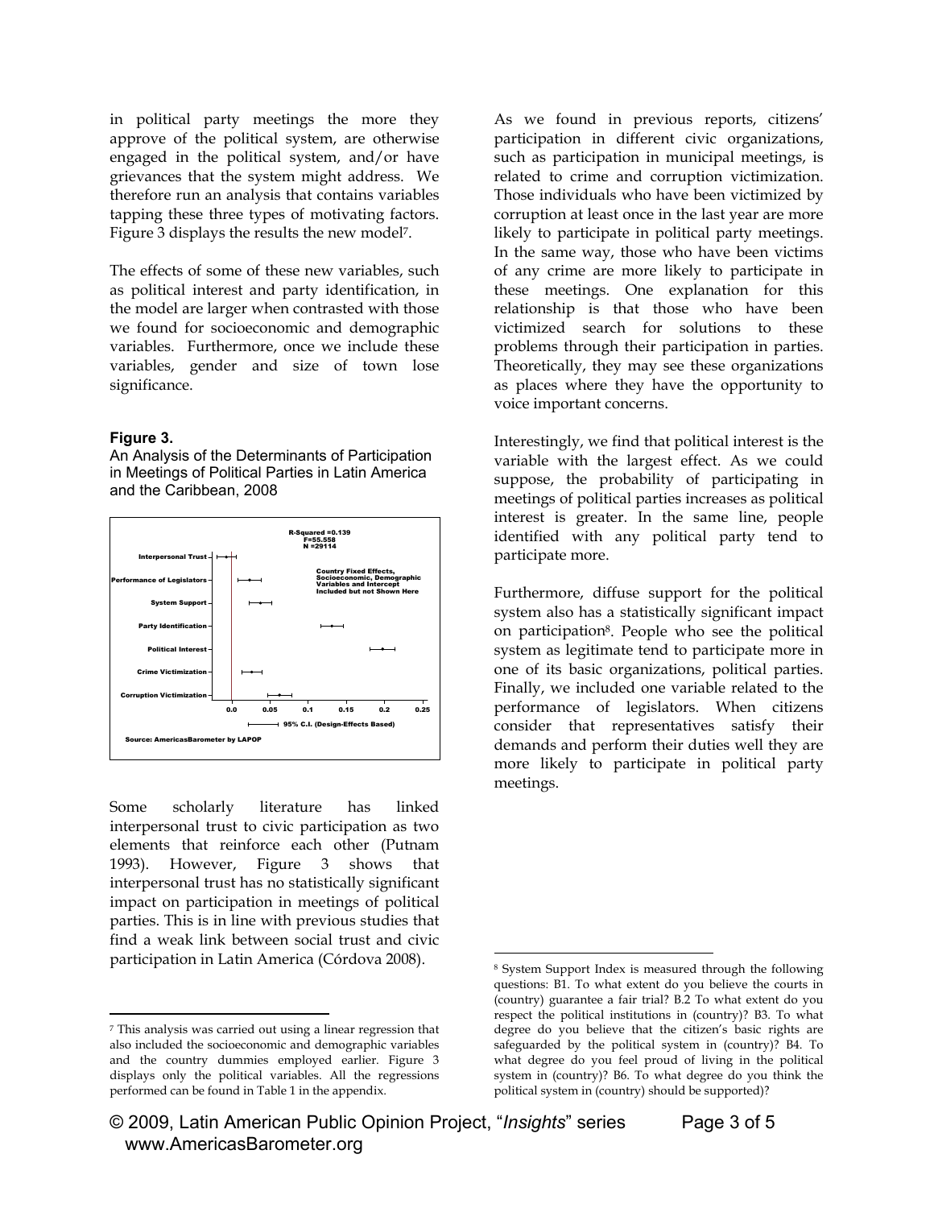in political party meetings the more they approve of the political system, are otherwise engaged in the political system, and/or have grievances that the system might address. We therefore run an analysis that contains variables tapping these three types of motivating factors. Figure 3 displays the results the new model[7].

The effects of some of these new variables, such as political interest and party identification, in the model are larger when contrasted with those we found for socioeconomic and demographic variables. Furthermore, once we include these variables, gender and size of town lose significance.

**Figure 3.**

An Analysis of the Determinants of Participation in Meetings of Political Parties in Latin America and the Caribbean, 2008

Some scholarly literature has linked interpersonal trust to civic participation as two elements that reinforce each other (Putnam 1993). However, Figure 3 shows that interpersonal trust has no statistically significant impact on participation in meetings of political parties. This is in line with previous studies that find a weak link between social trust and civic participation in Latin America (Córdova 2008).

As we found in previous reports, citizens' participation in different civic organizations, such as participation in municipal meetings, is related to crime and corruption victimization. Those individuals who have been victimized by corruption at least once in the last year are more likely to participate in political party meetings. In the same way, those who have been victims of any crime are more likely to participate in these meetings. One explanation for this relationship is that those who have been victimized search for solutions to these problems through their participation in parties. Theoretically, they may see these organizations as places where they have the opportunity to voice important concerns.

Interestingly, we find that political interest is the variable with the largest effect. As we could suppose, the probability of participating in meetings of political parties increases as political interest is greater. In the same line, people identified with any political party tend to participate more.

Furthermore, diffuse support for the political system also has a statistically significant impact on participation[8]. People who see the political system as legitimate tend to participate more in one of its basic organizations, political parties. Finally, we included one variable related to the performance of legislators. When citizens consider that representatives satisfy their demands and perform their duties well they are more likely to participate in political party meetings.

---

[7] This analysis was carried out using a linear regression that also included the socioeconomic and demographic variables and the country dummies employed earlier. Figure 3 displays only the political variables. All the regressions performed can be found in Table 1 in the appendix.

[8] System Support Index is measured through the following questions: B1. To what extent do you believe the courts in (country) guarantee a fair trial? B.2 To what extent do you respect the political institutions in (country)? B3. To what degree do you believe that the citizen's basic rights are safeguarded by the political system in (country)? B4. To what degree do you feel proud of living in the political system in (country)? B6. To what degree do you think the political system in (country) should be supported)?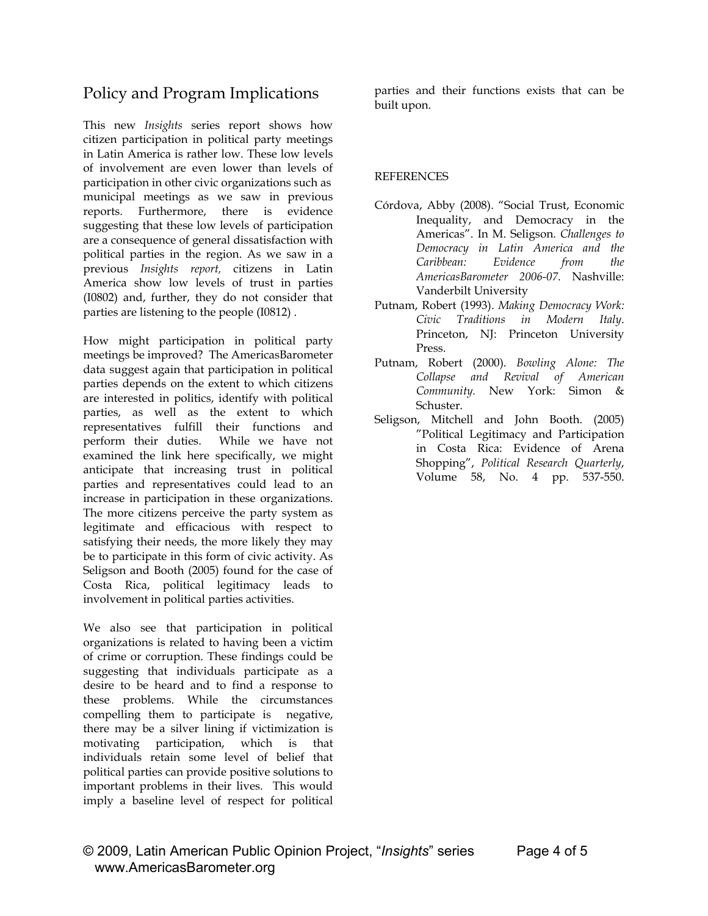## Policy and Program Implications

This new *Insights* series report shows how citizen participation in political party meetings in Latin America is rather low. These low levels of involvement are even lower than levels of participation in other civic organizations such as municipal meetings as we saw in previous reports. Furthermore, there is evidence suggesting that these low levels of participation are a consequence of general dissatisfaction with political parties in the region. As we saw in a previous *Insights report,* citizens in Latin America show low levels of trust in parties (I0802) and, further, they do not consider that parties are listening to the people (I0812) .

How might participation in political party meetings be improved? The AmericasBarometer data suggest again that participation in political parties depends on the extent to which citizens are interested in politics, identify with political parties, as well as the extent to which representatives fulfill their functions and perform their duties. While we have not examined the link here specifically, we might anticipate that increasing trust in political parties and representatives could lead to an increase in participation in these organizations. The more citizens perceive the party system as legitimate and efficacious with respect to satisfying their needs, the more likely they may be to participate in this form of civic activity. As Seligson and Booth (2005) found for the case of Costa Rica, political legitimacy leads to involvement in political parties activities.

We also see that participation in political organizations is related to having been a victim of crime or corruption. These findings could be suggesting that individuals participate as a desire to be heard and to find a response to these problems. While the circumstances compelling them to participate is negative, there may be a silver lining if victimization is motivating participation, which is that individuals retain some level of belief that political parties can provide positive solutions to important problems in their lives. This would imply a baseline level of respect for political parties and their functions exists that can be built upon.

REFERENCES

Córdova, Abby (2008). "Social Trust, Economic Inequality, and Democracy in the Americas". In M. Seligson. *Challenges to Democracy in Latin America and the Caribbean: Evidence from the AmericasBarometer 2006-07*. Nashville: Vanderbilt University

Putnam, Robert (1993). *Making Democracy Work: Civic Traditions in Modern Italy*. Princeton, NJ: Princeton University Press.

Putnam, Robert (2000). *Bowling Alone: The Collapse and Revival of American Community.* New York: Simon & Schuster.

Seligson, Mitchell and John Booth. (2005) "Political Legitimacy and Participation in Costa Rica: Evidence of Arena Shopping", *Political Research Quarterly*, Volume 58, No. 4 pp. 537-550.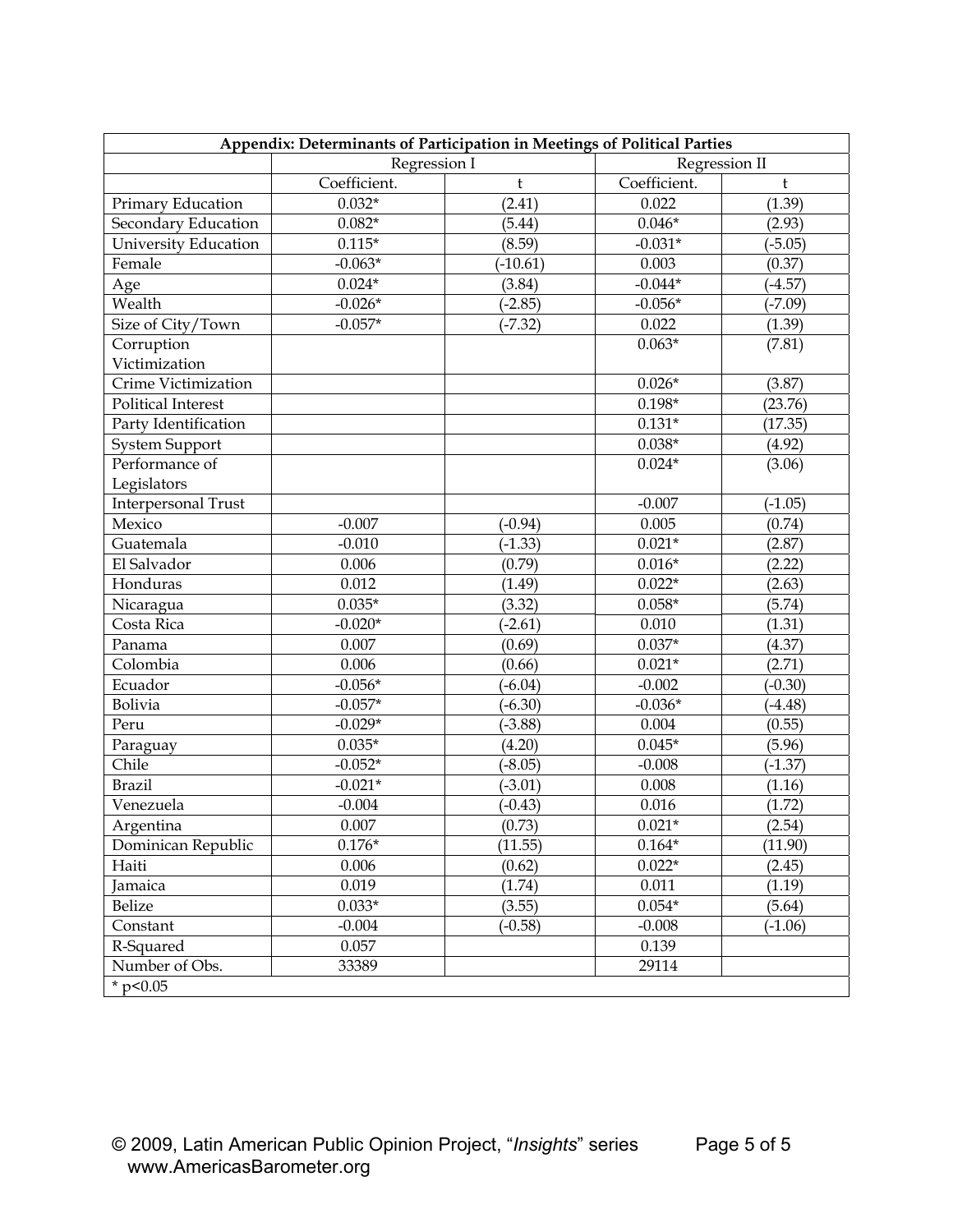| Appendix: Determinants of Participation in Meetings of Political Parties | | | | |
|---|---|---|---|---|
| | Regression I | | Regression II | |
| | Coefficient. | t | Coefficient. | t |
| Primary Education | 0.032* | (2.41) | 0.022 | (1.39) |
| Secondary Education | 0.082* | (5.44) | 0.046* | (2.93) |
| University Education | 0.115* | (8.59) | -0.031* | (-5.05) |
| Female | -0.063* | (-10.61) | 0.003 | (0.37) |
| Age | 0.024* | (3.84) | -0.044* | (-4.57) |
| Wealth | -0.026* | (-2.85) | -0.056* | (-7.09) |
| Size of City/Town | -0.057* | (-7.32) | 0.022 | (1.39) |
| Corruption Victimization | | | 0.063* | (7.81) |
| Crime Victimization | | | 0.026* | (3.87) |
| Political Interest | | | 0.198* | (23.76) |
| Party Identification | | | 0.131* | (17.35) |
| System Support | | | 0.038* | (4.92) |
| Performance of Legislators | | | 0.024* | (3.06) |
| Interpersonal Trust | | | -0.007 | (-1.05) |
| Mexico | -0.007 | (-0.94) | 0.005 | (0.74) |
| Guatemala | -0.010 | (-1.33) | 0.021* | (2.87) |
| El Salvador | 0.006 | (0.79) | 0.016* | (2.22) |
| Honduras | 0.012 | (1.49) | 0.022* | (2.63) |
| Nicaragua | 0.035* | (3.32) | 0.058* | (5.74) |
| Costa Rica | -0.020* | (-2.61) | 0.010 | (1.31) |
| Panama | 0.007 | (0.69) | 0.037* | (4.37) |
| Colombia | 0.006 | (0.66) | 0.021* | (2.71) |
| Ecuador | -0.056* | (-6.04) | -0.002 | (-0.30) |
| Bolivia | -0.057* | (-6.30) | -0.036* | (-4.48) |
| Peru | -0.029* | (-3.88) | 0.004 | (0.55) |
| Paraguay | 0.035* | (4.20) | 0.045* | (5.96) |
| Chile | -0.052* | (-8.05) | -0.008 | (-1.37) |
| Brazil | -0.021* | (-3.01) | 0.008 | (1.16) |
| Venezuela | -0.004 | (-0.43) | 0.016 | (1.72) |
| Argentina | 0.007 | (0.73) | 0.021* | (2.54) |
| Dominican Republic | 0.176* | (11.55) | 0.164* | (11.90) |
| Haiti | 0.006 | (0.62) | 0.022* | (2.45) |
| Jamaica | 0.019 | (1.74) | 0.011 | (1.19) |
| Belize | 0.033* | (3.55) | 0.054* | (5.64) |
| Constant | -0.004 | (-0.58) | -0.008 | (-1.06) |
| R-Squared | 0.057 | | 0.139 | |
| Number of Obs. | 33389 | | 29114 | |
| * $p<0.05$ | | | | |

© 2009, Latin American Public Opinion Project, "*Insights*" series
www.AmericasBarometer.org